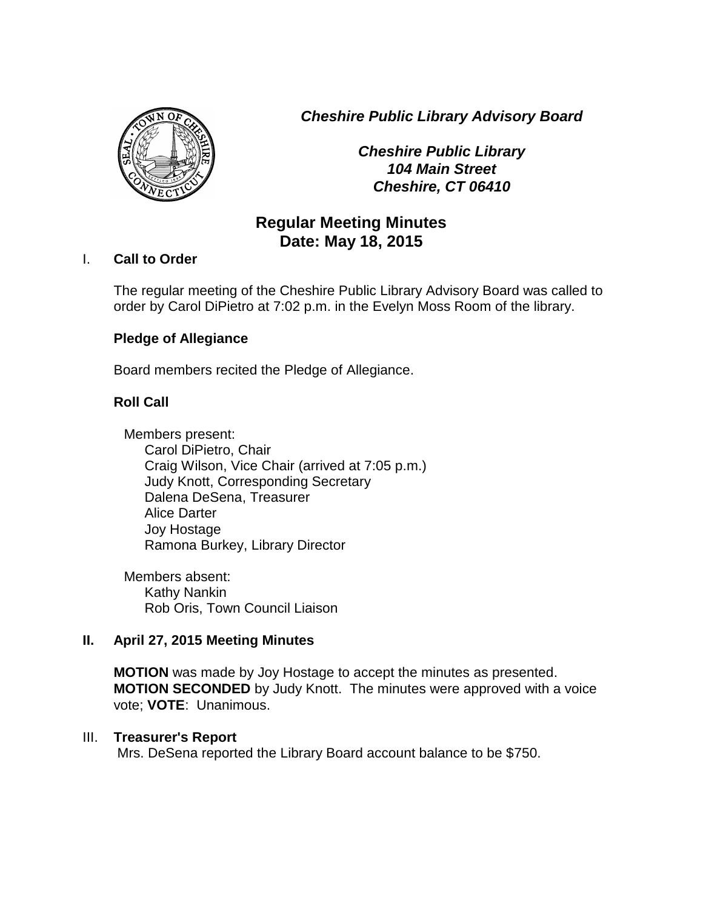***Cheshire Public Library Advisory Board***

***Cheshire Public Library***
***104 Main Street***
***Cheshire, CT 06410***

## Regular Meeting Minutes
## Date: May 18, 2015

I. **Call to Order**

The regular meeting of the Cheshire Public Library Advisory Board was called to order by Carol DiPietro at 7:02 p.m. in the Evelyn Moss Room of the library.

**Pledge of Allegiance**

Board members recited the Pledge of Allegiance.

**Roll Call**

Members present:
- Carol DiPietro, Chair
- Craig Wilson, Vice Chair (arrived at 7:05 p.m.)
- Judy Knott, Corresponding Secretary
- Dalena DeSena, Treasurer
- Alice Darter
- Joy Hostage
- Ramona Burkey, Library Director

Members absent:
- Kathy Nankin
- Rob Oris, Town Council Liaison

**II. April 27, 2015 Meeting Minutes**

**MOTION** was made by Joy Hostage to accept the minutes as presented. **MOTION SECONDED** by Judy Knott. The minutes were approved with a voice vote; **VOTE**: Unanimous.

III. **Treasurer's Report**

Mrs. DeSena reported the Library Board account balance to be $750.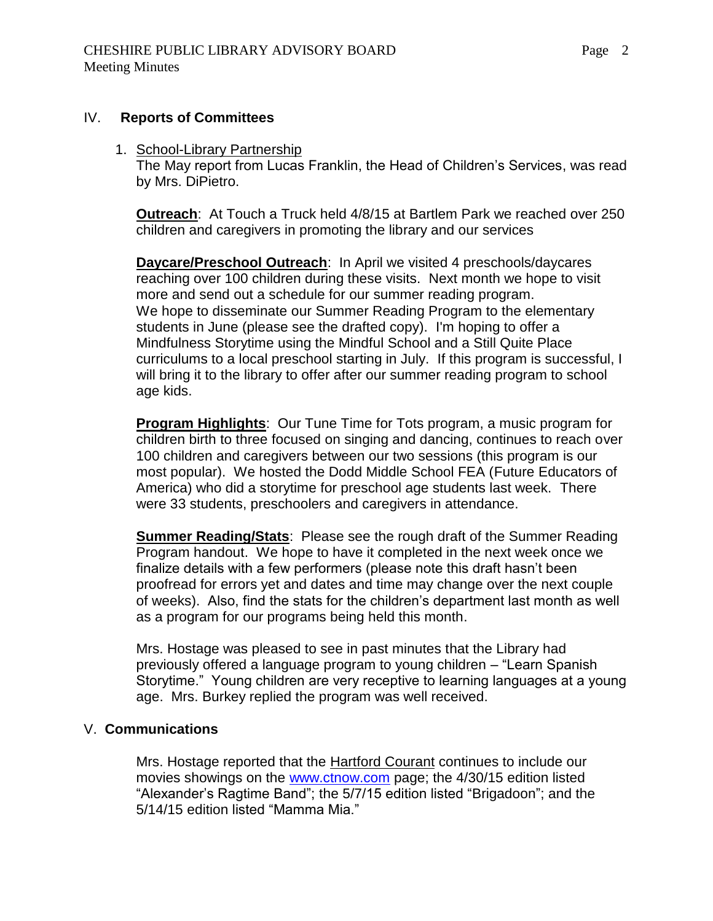## IV. Reports of Committees

1. School-Library Partnership

   The May report from Lucas Franklin, the Head of Children's Services, was read by Mrs. DiPietro.

   **Outreach**: At Touch a Truck held 4/8/15 at Bartlem Park we reached over 250 children and caregivers in promoting the library and our services

   **Daycare/Preschool Outreach**: In April we visited 4 preschools/daycares reaching over 100 children during these visits. Next month we hope to visit more and send out a schedule for our summer reading program. We hope to disseminate our Summer Reading Program to the elementary students in June (please see the drafted copy). I'm hoping to offer a Mindfulness Storytime using the Mindful School and a Still Quite Place curriculums to a local preschool starting in July. If this program is successful, I will bring it to the library to offer after our summer reading program to school age kids.

   **Program Highlights**: Our Tune Time for Tots program, a music program for children birth to three focused on singing and dancing, continues to reach over 100 children and caregivers between our two sessions (this program is our most popular). We hosted the Dodd Middle School FEA (Future Educators of America) who did a storytime for preschool age students last week. There were 33 students, preschoolers and caregivers in attendance.

   **Summer Reading/Stats**: Please see the rough draft of the Summer Reading Program handout. We hope to have it completed in the next week once we finalize details with a few performers (please note this draft hasn't been proofread for errors yet and dates and time may change over the next couple of weeks). Also, find the stats for the children's department last month as well as a program for our programs being held this month.

   Mrs. Hostage was pleased to see in past minutes that the Library had previously offered a language program to young children – "Learn Spanish Storytime." Young children are very receptive to learning languages at a young age. Mrs. Burkey replied the program was well received.

## V. Communications

Mrs. Hostage reported that the Hartford Courant continues to include our movies showings on the www.ctnow.com page; the 4/30/15 edition listed "Alexander's Ragtime Band"; the 5/7/15 edition listed "Brigadoon"; and the 5/14/15 edition listed "Mamma Mia."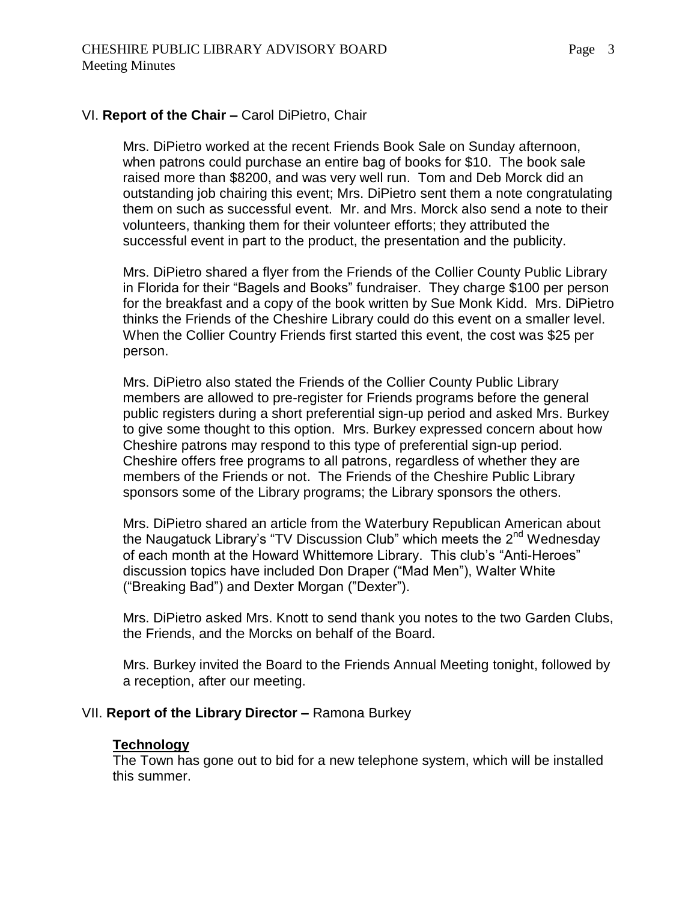## VI. **Report of the Chair –** Carol DiPietro, Chair

Mrs. DiPietro worked at the recent Friends Book Sale on Sunday afternoon, when patrons could purchase an entire bag of books for $10. The book sale raised more than $8200, and was very well run. Tom and Deb Morck did an outstanding job chairing this event; Mrs. DiPietro sent them a note congratulating them on such as successful event. Mr. and Mrs. Morck also send a note to their volunteers, thanking them for their volunteer efforts; they attributed the successful event in part to the product, the presentation and the publicity.

Mrs. DiPietro shared a flyer from the Friends of the Collier County Public Library in Florida for their "Bagels and Books" fundraiser. They charge $100 per person for the breakfast and a copy of the book written by Sue Monk Kidd. Mrs. DiPietro thinks the Friends of the Cheshire Library could do this event on a smaller level. When the Collier Country Friends first started this event, the cost was $25 per person.

Mrs. DiPietro also stated the Friends of the Collier County Public Library members are allowed to pre-register for Friends programs before the general public registers during a short preferential sign-up period and asked Mrs. Burkey to give some thought to this option. Mrs. Burkey expressed concern about how Cheshire patrons may respond to this type of preferential sign-up period. Cheshire offers free programs to all patrons, regardless of whether they are members of the Friends or not. The Friends of the Cheshire Public Library sponsors some of the Library programs; the Library sponsors the others.

Mrs. DiPietro shared an article from the Waterbury Republican American about the Naugatuck Library's "TV Discussion Club" which meets the 2nd Wednesday of each month at the Howard Whittemore Library. This club's "Anti-Heroes" discussion topics have included Don Draper ("Mad Men"), Walter White ("Breaking Bad") and Dexter Morgan ("Dexter").

Mrs. DiPietro asked Mrs. Knott to send thank you notes to the two Garden Clubs, the Friends, and the Morcks on behalf of the Board.

Mrs. Burkey invited the Board to the Friends Annual Meeting tonight, followed by a reception, after our meeting.

## VII. **Report of the Library Director –** Ramona Burkey

### Technology

The Town has gone out to bid for a new telephone system, which will be installed this summer.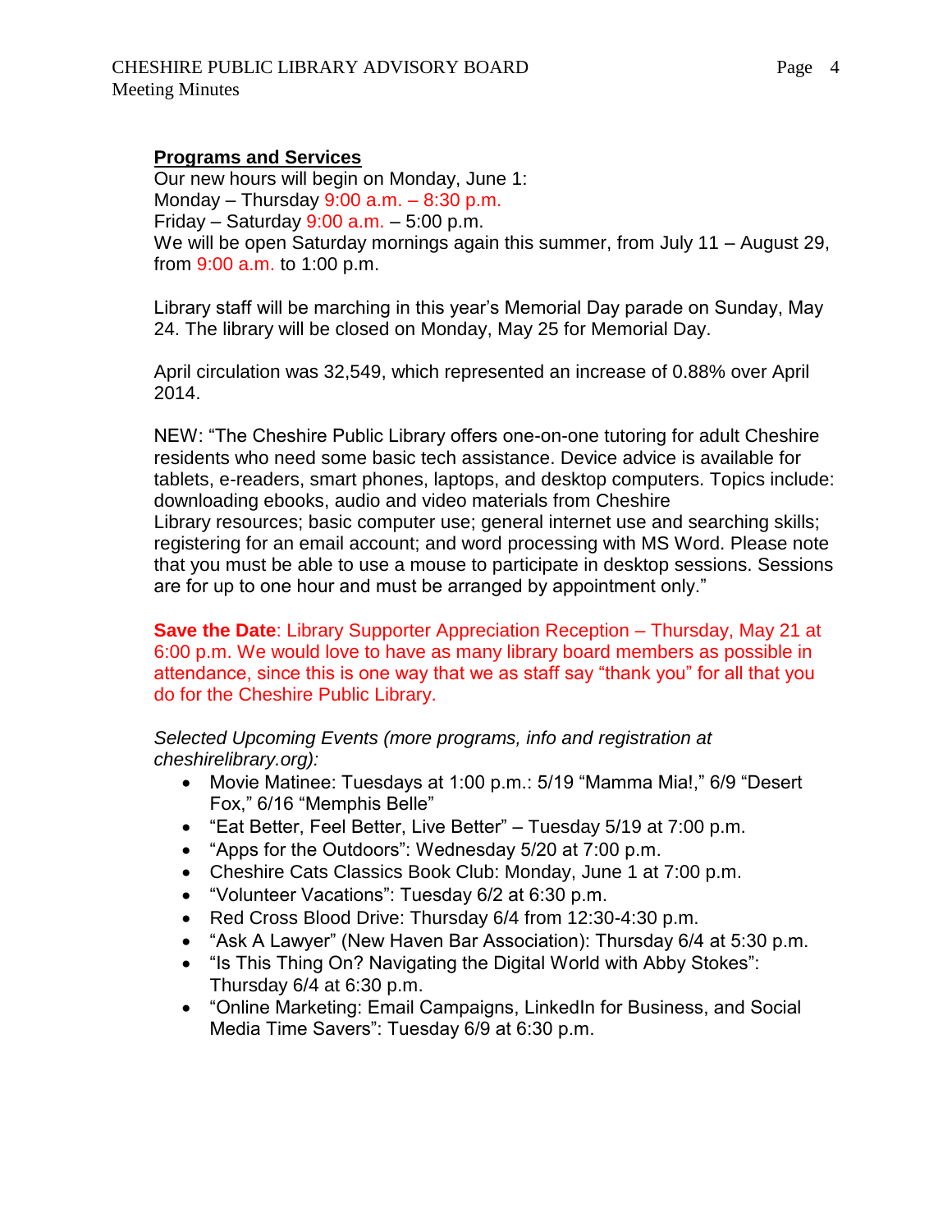## **Programs and Services**

Our new hours will begin on Monday, June 1:
Monday – Thursday 9:00 a.m. – 8:30 p.m.
Friday – Saturday 9:00 a.m. – 5:00 p.m.
We will be open Saturday mornings again this summer, from July 11 – August 29, from 9:00 a.m. to 1:00 p.m.

Library staff will be marching in this year's Memorial Day parade on Sunday, May 24. The library will be closed on Monday, May 25 for Memorial Day.

April circulation was 32,549, which represented an increase of 0.88% over April 2014.

NEW: "The Cheshire Public Library offers one-on-one tutoring for adult Cheshire residents who need some basic tech assistance. Device advice is available for tablets, e-readers, smart phones, laptops, and desktop computers. Topics include: downloading ebooks, audio and video materials from Cheshire Library resources; basic computer use; general internet use and searching skills; registering for an email account; and word processing with MS Word. Please note that you must be able to use a mouse to participate in desktop sessions. Sessions are for up to one hour and must be arranged by appointment only."

**Save the Date**: Library Supporter Appreciation Reception – Thursday, May 21 at 6:00 p.m. We would love to have as many library board members as possible in attendance, since this is one way that we as staff say "thank you" for all that you do for the Cheshire Public Library.

*Selected Upcoming Events (more programs, info and registration at cheshirelibrary.org):*

- Movie Matinee: Tuesdays at 1:00 p.m.: 5/19 "Mamma Mia!," 6/9 "Desert Fox," 6/16 "Memphis Belle"
- "Eat Better, Feel Better, Live Better" – Tuesday 5/19 at 7:00 p.m.
- "Apps for the Outdoors": Wednesday 5/20 at 7:00 p.m.
- Cheshire Cats Classics Book Club: Monday, June 1 at 7:00 p.m.
- "Volunteer Vacations": Tuesday 6/2 at 6:30 p.m.
- Red Cross Blood Drive: Thursday 6/4 from 12:30-4:30 p.m.
- "Ask A Lawyer" (New Haven Bar Association): Thursday 6/4 at 5:30 p.m.
- "Is This Thing On? Navigating the Digital World with Abby Stokes": Thursday 6/4 at 6:30 p.m.
- "Online Marketing: Email Campaigns, LinkedIn for Business, and Social Media Time Savers": Tuesday 6/9 at 6:30 p.m.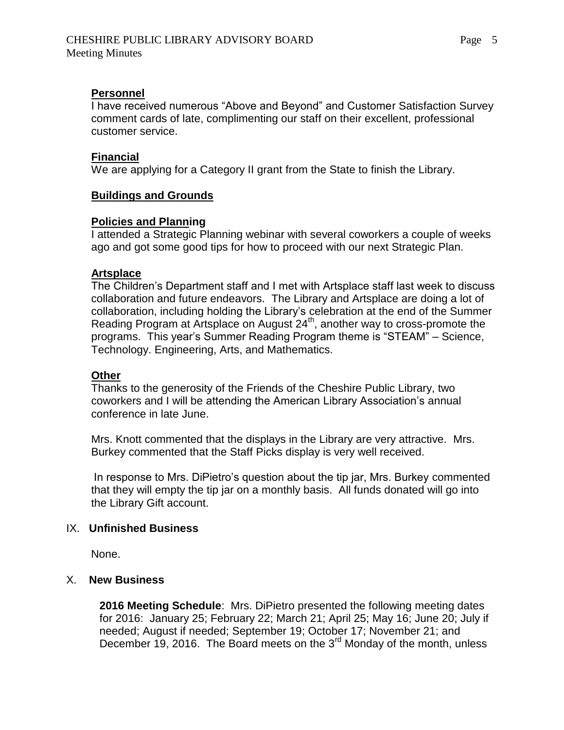**Personnel**
I have received numerous "Above and Beyond" and Customer Satisfaction Survey comment cards of late, complimenting our staff on their excellent, professional customer service.

**Financial**
We are applying for a Category II grant from the State to finish the Library.

**Buildings and Grounds**

**Policies and Planning**
I attended a Strategic Planning webinar with several coworkers a couple of weeks ago and got some good tips for how to proceed with our next Strategic Plan.

**Artsplace**
The Children's Department staff and I met with Artsplace staff last week to discuss collaboration and future endeavors. The Library and Artsplace are doing a lot of collaboration, including holding the Library's celebration at the end of the Summer Reading Program at Artsplace on August 24th, another way to cross-promote the programs. This year's Summer Reading Program theme is "STEAM" – Science, Technology. Engineering, Arts, and Mathematics.

**Other**
Thanks to the generosity of the Friends of the Cheshire Public Library, two coworkers and I will be attending the American Library Association's annual conference in late June.

Mrs. Knott commented that the displays in the Library are very attractive. Mrs. Burkey commented that the Staff Picks display is very well received.

In response to Mrs. DiPietro's question about the tip jar, Mrs. Burkey commented that they will empty the tip jar on a monthly basis. All funds donated will go into the Library Gift account.

## IX. Unfinished Business

None.

## X. New Business

**2016 Meeting Schedule**: Mrs. DiPietro presented the following meeting dates for 2016: January 25; February 22; March 21; April 25; May 16; June 20; July if needed; August if needed; September 19; October 17; November 21; and December 19, 2016. The Board meets on the 3rd Monday of the month, unless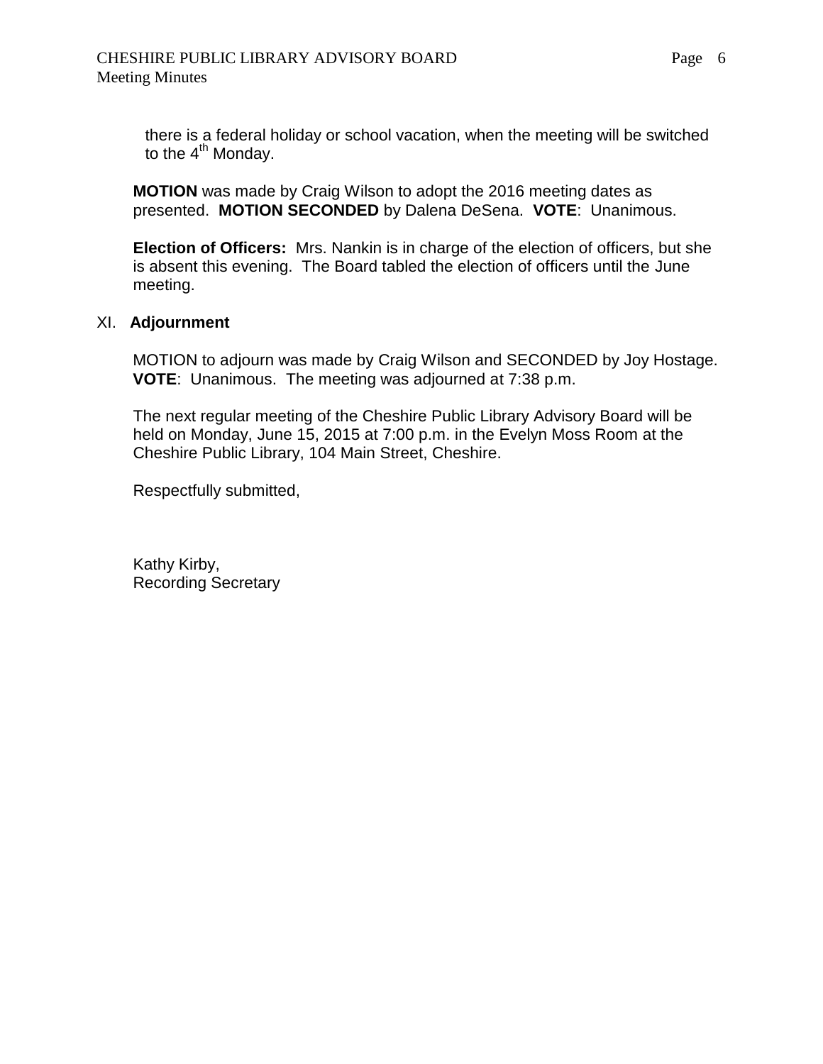there is a federal holiday or school vacation, when the meeting will be switched to the 4th Monday.

**MOTION** was made by Craig Wilson to adopt the 2016 meeting dates as presented. **MOTION SECONDED** by Dalena DeSena. **VOTE**: Unanimous.

**Election of Officers:** Mrs. Nankin is in charge of the election of officers, but she is absent this evening. The Board tabled the election of officers until the June meeting.

XI. **Adjournment**

MOTION to adjourn was made by Craig Wilson and SECONDED by Joy Hostage. **VOTE**: Unanimous. The meeting was adjourned at 7:38 p.m.

The next regular meeting of the Cheshire Public Library Advisory Board will be held on Monday, June 15, 2015 at 7:00 p.m. in the Evelyn Moss Room at the Cheshire Public Library, 104 Main Street, Cheshire.

Respectfully submitted,

Kathy Kirby,
Recording Secretary